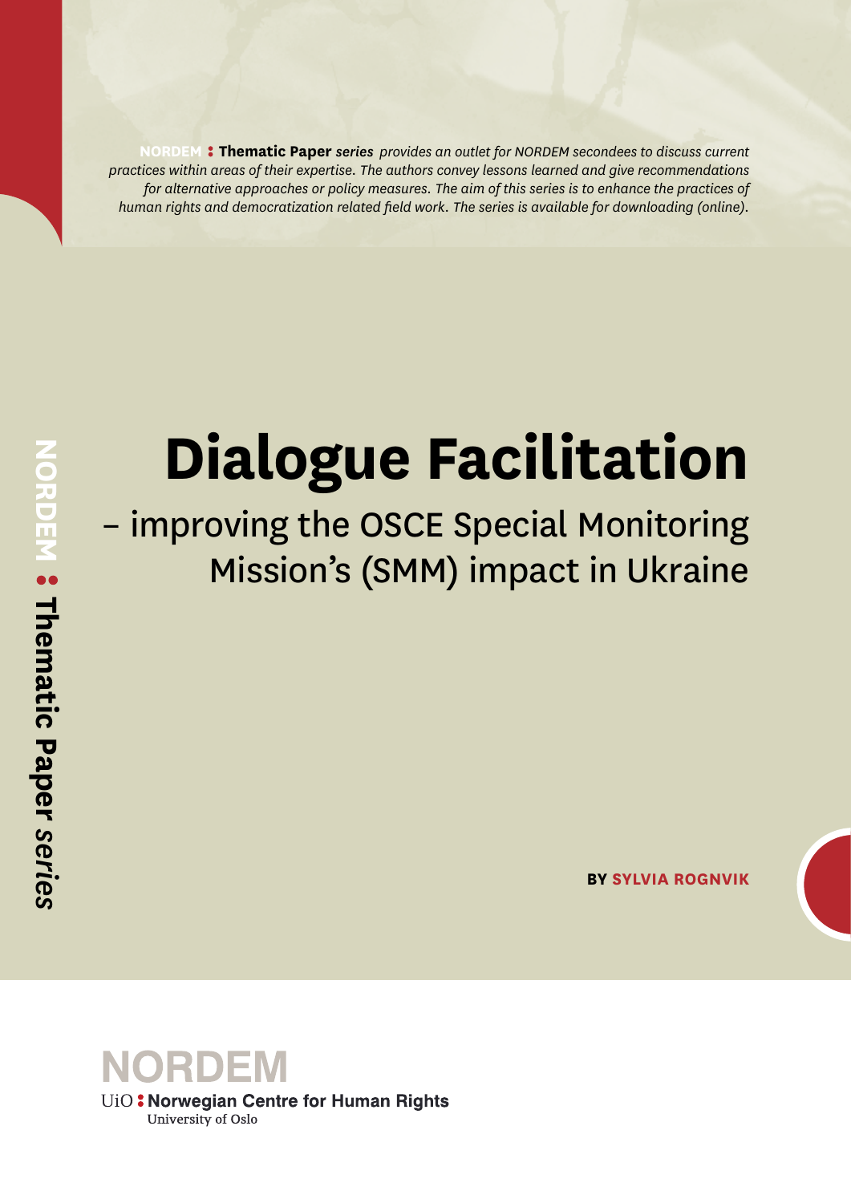**NORDEM : Thematic Paper** *series provides an outlet for NORDEM secondees to discuss current practices within areas of their expertise. The authors convey lessons learned and give recommendations for alternative approaches or policy measures. The aim of this series is to enhance the practices of human rights and democratization related field work. The series is available for downloading (online).*

# Dialogue Facilitation

## – improving the OSCE Special Monitoring Mission's (SMM) impact in Ukraine

**BY SYLVIA ROGNVIK**

NORDEM

UiO : Norwegian Centre for Human Rights
University of Oslo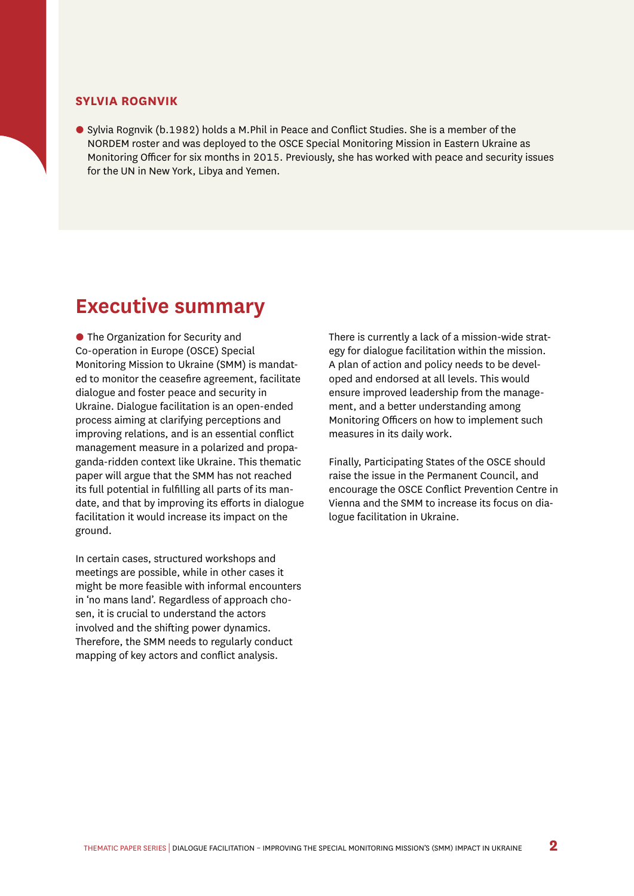## SYLVIA ROGNVIK

Sylvia Rognvik (b.1982) holds a M.Phil in Peace and Conflict Studies. She is a member of the NORDEM roster and was deployed to the OSCE Special Monitoring Mission in Eastern Ukraine as Monitoring Officer for six months in 2015. Previously, she has worked with peace and security issues for the UN in New York, Libya and Yemen.

# Executive summary

The Organization for Security and Co-operation in Europe (OSCE) Special Monitoring Mission to Ukraine (SMM) is mandated to monitor the ceasefire agreement, facilitate dialogue and foster peace and security in Ukraine. Dialogue facilitation is an open-ended process aiming at clarifying perceptions and improving relations, and is an essential conflict management measure in a polarized and propaganda-ridden context like Ukraine. This thematic paper will argue that the SMM has not reached its full potential in fulfilling all parts of its mandate, and that by improving its efforts in dialogue facilitation it would increase its impact on the ground.

In certain cases, structured workshops and meetings are possible, while in other cases it might be more feasible with informal encounters in 'no mans land'. Regardless of approach chosen, it is crucial to understand the actors involved and the shifting power dynamics. Therefore, the SMM needs to regularly conduct mapping of key actors and conflict analysis.

There is currently a lack of a mission-wide strategy for dialogue facilitation within the mission. A plan of action and policy needs to be developed and endorsed at all levels. This would ensure improved leadership from the management, and a better understanding among Monitoring Officers on how to implement such measures in its daily work.

Finally, Participating States of the OSCE should raise the issue in the Permanent Council, and encourage the OSCE Conflict Prevention Centre in Vienna and the SMM to increase its focus on dialogue facilitation in Ukraine.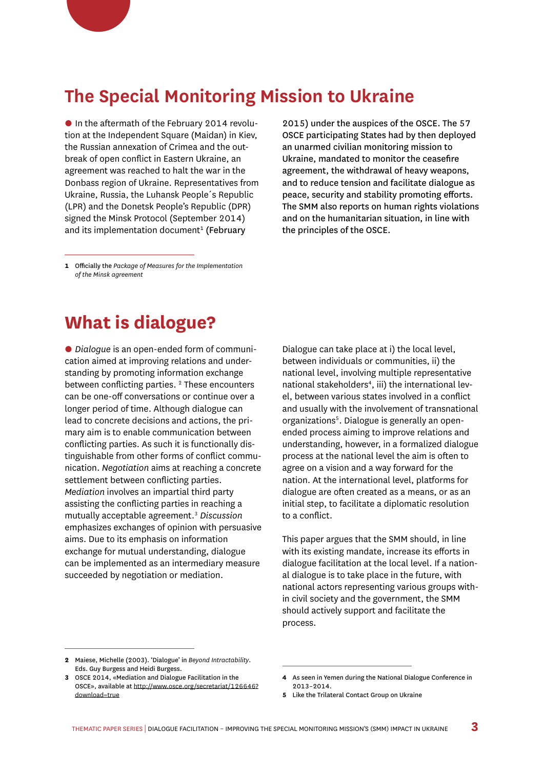## The Special Monitoring Mission to Ukraine

In the aftermath of the February 2014 revolution at the Independent Square (Maidan) in Kiev, the Russian annexation of Crimea and the outbreak of open conflict in Eastern Ukraine, an agreement was reached to halt the war in the Donbass region of Ukraine. Representatives from Ukraine, Russia, the Luhansk People´s Republic (LPR) and the Donetsk People's Republic (DPR) signed the Minsk Protocol (September 2014) and its implementation document[1] (February 2015) under the auspices of the OSCE. The 57 OSCE participating States had by then deployed an unarmed civilian monitoring mission to Ukraine, mandated to monitor the ceasefire agreement, the withdrawal of heavy weapons, and to reduce tension and facilitate dialogue as peace, security and stability promoting efforts. The SMM also reports on human rights violations and on the humanitarian situation, in line with the principles of the OSCE.

1 Officially the *Package of Measures for the Implementation of the Minsk agreement*

## What is dialogue?

*Dialogue* is an open-ended form of communication aimed at improving relations and understanding by promoting information exchange between conflicting parties.[2] These encounters can be one-off conversations or continue over a longer period of time. Although dialogue can lead to concrete decisions and actions, the primary aim is to enable communication between conflicting parties. As such it is functionally distinguishable from other forms of conflict communication. *Negotiation* aims at reaching a concrete settlement between conflicting parties. *Mediation* involves an impartial third party assisting the conflicting parties in reaching a mutually acceptable agreement.[3] *Discussion* emphasizes exchanges of opinion with persuasive aims. Due to its emphasis on information exchange for mutual understanding, dialogue can be implemented as an intermediary measure succeeded by negotiation or mediation.

Dialogue can take place at i) the local level, between individuals or communities, ii) the national level, involving multiple representative national stakeholders[4], iii) the international level, between various states involved in a conflict and usually with the involvement of transnational organizations[5]. Dialogue is generally an open-ended process aiming to improve relations and understanding, however, in a formalized dialogue process at the national level the aim is often to agree on a vision and a way forward for the nation. At the international level, platforms for dialogue are often created as a means, or as an initial step, to facilitate a diplomatic resolution to a conflict.

This paper argues that the SMM should, in line with its existing mandate, increase its efforts in dialogue facilitation at the local level. If a national dialogue is to take place in the future, with national actors representing various groups within civil society and the government, the SMM should actively support and facilitate the process.

2 Maiese, Michelle (2003). 'Dialogue' in *Beyond Intractability*. Eds. Guy Burgess and Heidi Burgess.

3 OSCE 2014, «Mediation and Dialogue Facilitation in the OSCE», available at http://www.osce.org/secretariat/126646?download=true

4 As seen in Yemen during the National Dialogue Conference in 2013–2014.

5 Like the Trilateral Contact Group on Ukraine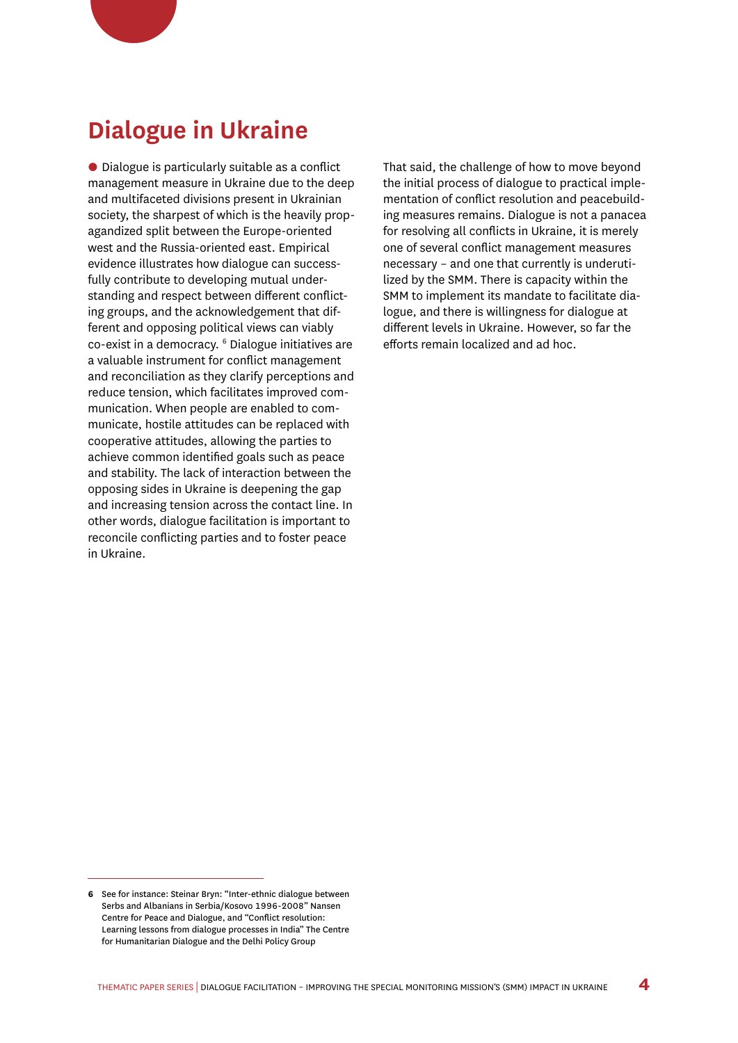# Dialogue in Ukraine

Dialogue is particularly suitable as a conflict management measure in Ukraine due to the deep and multifaceted divisions present in Ukrainian society, the sharpest of which is the heavily propagandized split between the Europe-oriented west and the Russia-oriented east. Empirical evidence illustrates how dialogue can successfully contribute to developing mutual understanding and respect between different conflicting groups, and the acknowledgement that different and opposing political views can viably co-exist in a democracy. [6] Dialogue initiatives are a valuable instrument for conflict management and reconciliation as they clarify perceptions and reduce tension, which facilitates improved communication. When people are enabled to communicate, hostile attitudes can be replaced with cooperative attitudes, allowing the parties to achieve common identified goals such as peace and stability. The lack of interaction between the opposing sides in Ukraine is deepening the gap and increasing tension across the contact line. In other words, dialogue facilitation is important to reconcile conflicting parties and to foster peace in Ukraine.

That said, the challenge of how to move beyond the initial process of dialogue to practical implementation of conflict resolution and peacebuilding measures remains. Dialogue is not a panacea for resolving all conflicts in Ukraine, it is merely one of several conflict management measures necessary – and one that currently is underutilized by the SMM. There is capacity within the SMM to implement its mandate to facilitate dialogue, and there is willingness for dialogue at different levels in Ukraine. However, so far the efforts remain localized and ad hoc.

---

**6** See for instance: Steinar Bryn: "Inter-ethnic dialogue between Serbs and Albanians in Serbia/Kosovo 1996-2008" Nansen Centre for Peace and Dialogue, and "Conflict resolution: Learning lessons from dialogue processes in India" The Centre for Humanitarian Dialogue and the Delhi Policy Group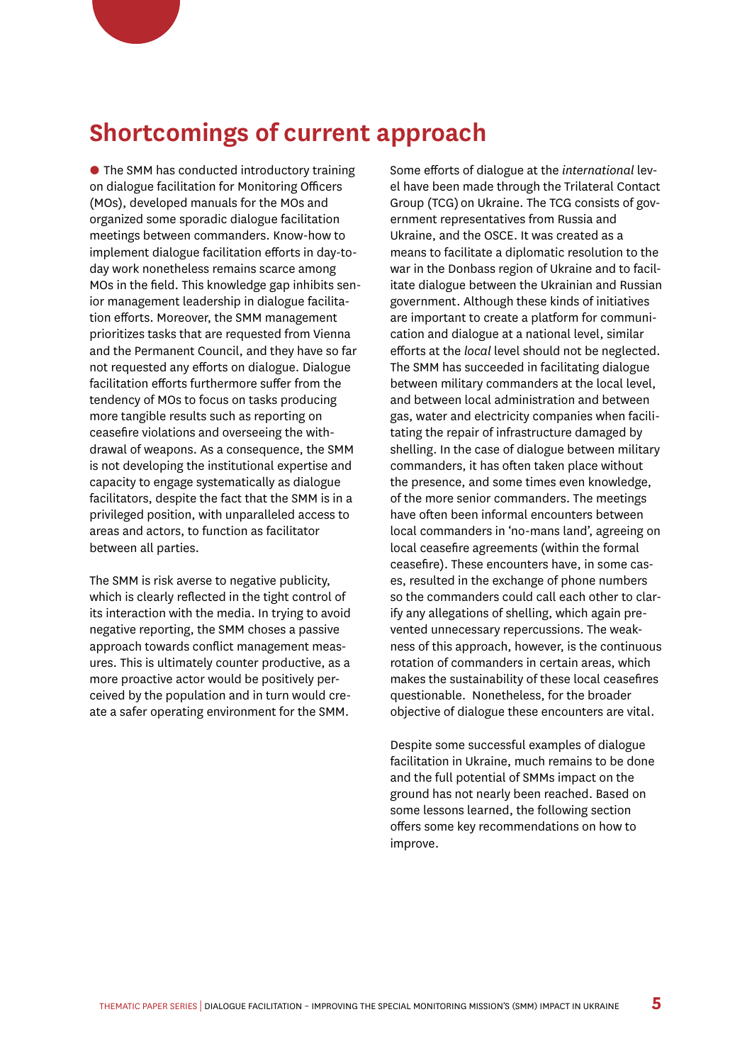## Shortcomings of current approach

The SMM has conducted introductory training on dialogue facilitation for Monitoring Officers (MOs), developed manuals for the MOs and organized some sporadic dialogue facilitation meetings between commanders. Know-how to implement dialogue facilitation efforts in day-to-day work nonetheless remains scarce among MOs in the field. This knowledge gap inhibits senior management leadership in dialogue facilitation efforts. Moreover, the SMM management prioritizes tasks that are requested from Vienna and the Permanent Council, and they have so far not requested any efforts on dialogue. Dialogue facilitation efforts furthermore suffer from the tendency of MOs to focus on tasks producing more tangible results such as reporting on ceasefire violations and overseeing the withdrawal of weapons. As a consequence, the SMM is not developing the institutional expertise and capacity to engage systematically as dialogue facilitators, despite the fact that the SMM is in a privileged position, with unparalleled access to areas and actors, to function as facilitator between all parties.

The SMM is risk averse to negative publicity, which is clearly reflected in the tight control of its interaction with the media. In trying to avoid negative reporting, the SMM choses a passive approach towards conflict management measures. This is ultimately counter productive, as a more proactive actor would be positively perceived by the population and in turn would create a safer operating environment for the SMM.

Some efforts of dialogue at the *international* level have been made through the Trilateral Contact Group (TCG) on Ukraine. The TCG consists of government representatives from Russia and Ukraine, and the OSCE. It was created as a means to facilitate a diplomatic resolution to the war in the Donbass region of Ukraine and to facilitate dialogue between the Ukrainian and Russian government. Although these kinds of initiatives are important to create a platform for communication and dialogue at a national level, similar efforts at the *local* level should not be neglected. The SMM has succeeded in facilitating dialogue between military commanders at the local level, and between local administration and between gas, water and electricity companies when facilitating the repair of infrastructure damaged by shelling. In the case of dialogue between military commanders, it has often taken place without the presence, and some times even knowledge, of the more senior commanders. The meetings have often been informal encounters between local commanders in 'no-mans land', agreeing on local ceasefire agreements (within the formal ceasefire). These encounters have, in some cases, resulted in the exchange of phone numbers so the commanders could call each other to clarify any allegations of shelling, which again prevented unnecessary repercussions. The weakness of this approach, however, is the continuous rotation of commanders in certain areas, which makes the sustainability of these local ceasefires questionable. Nonetheless, for the broader objective of dialogue these encounters are vital.

Despite some successful examples of dialogue facilitation in Ukraine, much remains to be done and the full potential of SMMs impact on the ground has not nearly been reached. Based on some lessons learned, the following section offers some key recommendations on how to improve.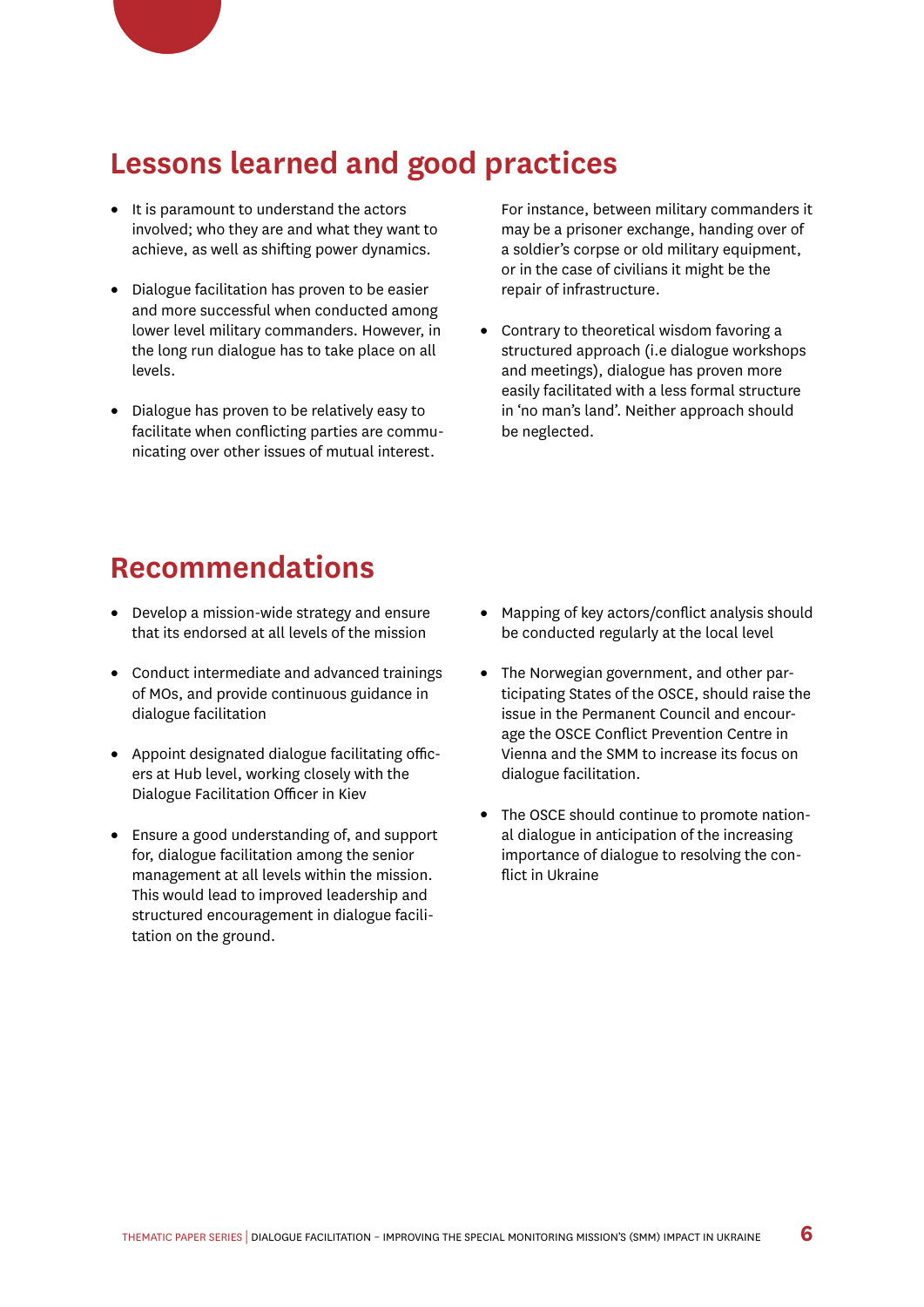## Lessons learned and good practices

- It is paramount to understand the actors involved; who they are and what they want to achieve, as well as shifting power dynamics.
- Dialogue facilitation has proven to be easier and more successful when conducted among lower level military commanders. However, in the long run dialogue has to take place on all levels.
- Dialogue has proven to be relatively easy to facilitate when conflicting parties are communicating over other issues of mutual interest. For instance, between military commanders it may be a prisoner exchange, handing over of a soldier's corpse or old military equipment, or in the case of civilians it might be the repair of infrastructure.
- Contrary to theoretical wisdom favoring a structured approach (i.e dialogue workshops and meetings), dialogue has proven more easily facilitated with a less formal structure in 'no man's land'. Neither approach should be neglected.

## Recommendations

- Develop a mission-wide strategy and ensure that its endorsed at all levels of the mission
- Conduct intermediate and advanced trainings of MOs, and provide continuous guidance in dialogue facilitation
- Appoint designated dialogue facilitating officers at Hub level, working closely with the Dialogue Facilitation Officer in Kiev
- Ensure a good understanding of, and support for, dialogue facilitation among the senior management at all levels within the mission. This would lead to improved leadership and structured encouragement in dialogue facilitation on the ground.
- Mapping of key actors/conflict analysis should be conducted regularly at the local level
- The Norwegian government, and other participating States of the OSCE, should raise the issue in the Permanent Council and encourage the OSCE Conflict Prevention Centre in Vienna and the SMM to increase its focus on dialogue facilitation.
- The OSCE should continue to promote national dialogue in anticipation of the increasing importance of dialogue to resolving the conflict in Ukraine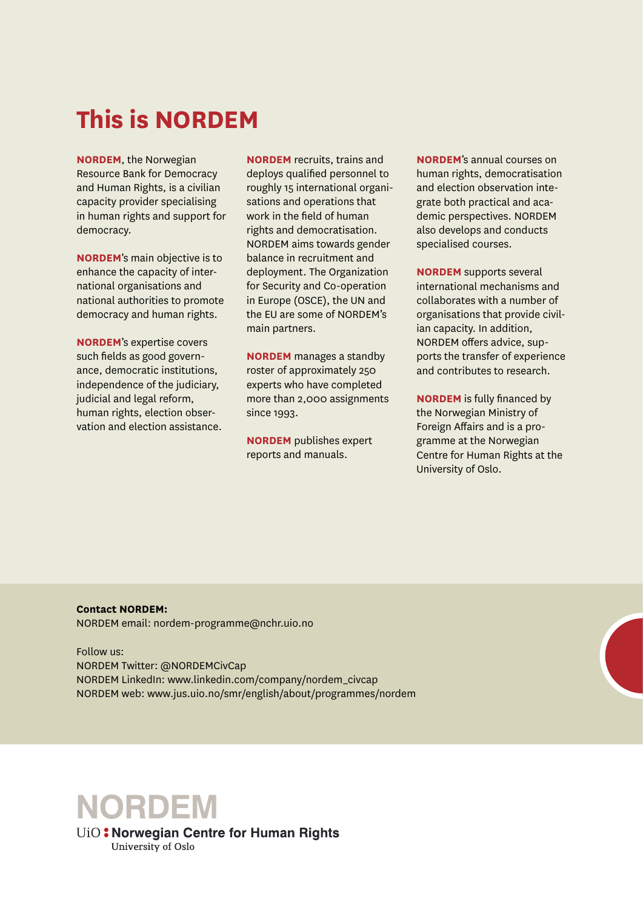# This is NORDEM

**NORDEM**, the Norwegian Resource Bank for Democracy and Human Rights, is a civilian capacity provider specialising in human rights and support for democracy.

**NORDEM**'s main objective is to enhance the capacity of international organisations and national authorities to promote democracy and human rights.

**NORDEM**'s expertise covers such fields as good governance, democratic institutions, independence of the judiciary, judicial and legal reform, human rights, election observation and election assistance.

**NORDEM** recruits, trains and deploys qualified personnel to roughly 15 international organisations and operations that work in the field of human rights and democratisation. NORDEM aims towards gender balance in recruitment and deployment. The Organization for Security and Co-operation in Europe (OSCE), the UN and the EU are some of NORDEM's main partners.

**NORDEM** manages a standby roster of approximately 250 experts who have completed more than 2,000 assignments since 1993.

**NORDEM** publishes expert reports and manuals.

**NORDEM**'s annual courses on human rights, democratisation and election observation integrate both practical and academic perspectives. NORDEM also develops and conducts specialised courses.

**NORDEM** supports several international mechanisms and collaborates with a number of organisations that provide civilian capacity. In addition, NORDEM offers advice, supports the transfer of experience and contributes to research.

**NORDEM** is fully financed by the Norwegian Ministry of Foreign Affairs and is a programme at the Norwegian Centre for Human Rights at the University of Oslo.

**Contact NORDEM:**
NORDEM email: nordem-programme@nchr.uio.no

Follow us:
NORDEM Twitter: @NORDEMCivCap
NORDEM LinkedIn: www.linkedin.com/company/nordem_civcap
NORDEM web: www.jus.uio.no/smr/english/about/programmes/nordem

NORDEM

UiO : Norwegian Centre for Human Rights
University of Oslo